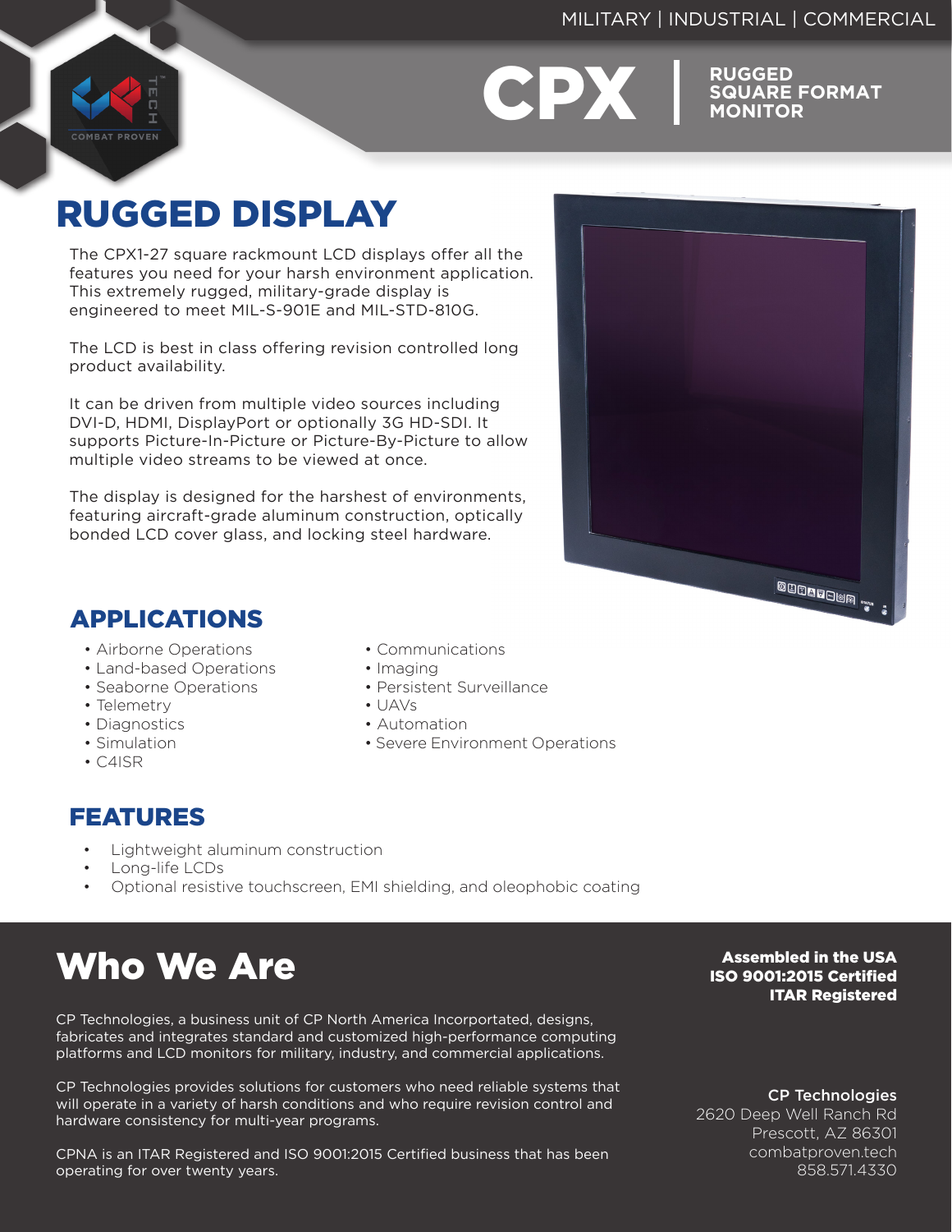MILITARY | INDUSTRIAL | COMMERCIAL

# CPX | RUGGED SQUARE FORMAT MONITOR

## RUGGED DISPLAY

The CPX1-27 square rackmount LCD displays offer all the features you need for your harsh environment application. This extremely rugged, military-grade display is engineered to meet MIL-S-901E and MIL-STD-810G.

The LCD is best in class offering revision controlled long product availability.

It can be driven from multiple video sources including DVI-D, HDMI, DisplayPort or optionally 3G HD-SDI. It supports Picture-In-Picture or Picture-By-Picture to allow multiple video streams to be viewed at once.

The display is designed for the harshest of environments, featuring aircraft-grade aluminum construction, optically bonded LCD cover glass, and locking steel hardware.

## APPLICATIONS

- Airborne Operations
- Land-based Operations
- Seaborne Operations
- Telemetry
- Diagnostics
- Simulation
- C4ISR
- Communications
- Imaging
- Persistent Surveillance
- UAVs
- Automation
- Severe Environment Operations

## FEATURES

- Lightweight aluminum construction
- Long-life LCDs
- Optional resistive touchscreen, EMI shielding, and oleophobic coating

# Who We Are

**Assembled in the USA**
**ISO 9001:2015 Certified**
**ITAR Registered**

CP Technologies, a business unit of CP North America Incorportated, designs, fabricates and integrates standard and customized high-performance computing platforms and LCD monitors for military, industry, and commercial applications.

CP Technologies provides solutions for customers who need reliable systems that will operate in a variety of harsh conditions and who require revision control and hardware consistency for multi-year programs.

CPNA is an ITAR Registered and ISO 9001:2015 Certified business that has been operating for over twenty years.

**CP Technologies**
2620 Deep Well Ranch Rd
Prescott, AZ 86301
combatproven.tech
858.571.4330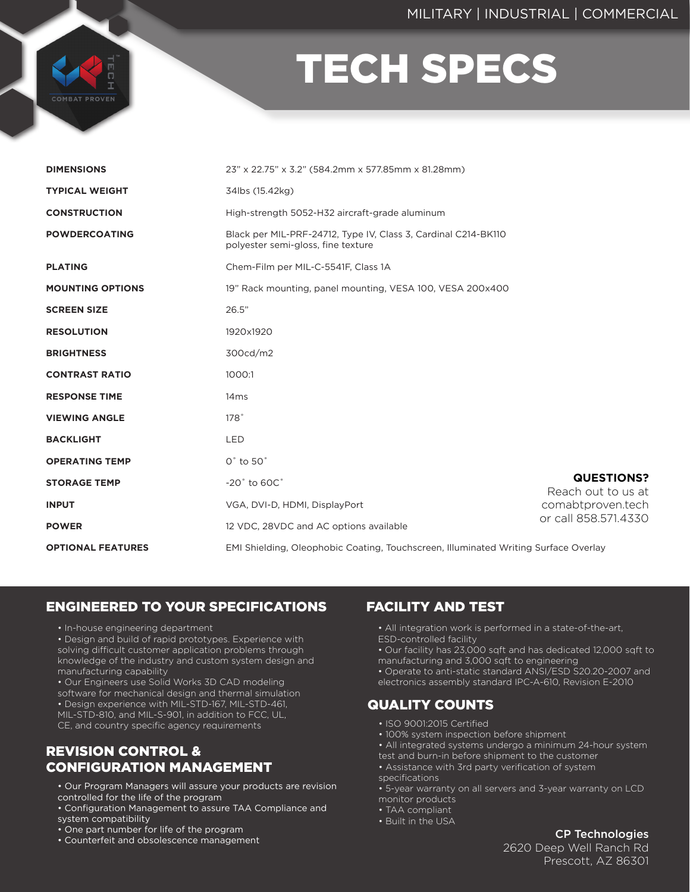MILITARY | INDUSTRIAL | COMMERCIAL

# TECH SPECS

| | |
|---|---|
| **DIMENSIONS** | 23" x 22.75" x 3.2" (584.2mm x 577.85mm x 81.28mm) |
| **TYPICAL WEIGHT** | 34lbs (15.42kg) |
| **CONSTRUCTION** | High-strength 5052-H32 aircraft-grade aluminum |
| **POWDERCOATING** | Black per MIL-PRF-24712, Type IV, Class 3, Cardinal C214-BK110 polyester semi-gloss, fine texture |
| **PLATING** | Chem-Film per MIL-C-5541F, Class 1A |
| **MOUNTING OPTIONS** | 19" Rack mounting, panel mounting, VESA 100, VESA 200x400 |
| **SCREEN SIZE** | 26.5" |
| **RESOLUTION** | 1920x1920 |
| **BRIGHTNESS** | 300cd/m2 |
| **CONTRAST RATIO** | 1000:1 |
| **RESPONSE TIME** | 14ms |
| **VIEWING ANGLE** | 178˚ |
| **BACKLIGHT** | LED |
| **OPERATING TEMP** | 0˚ to 50˚ |
| **STORAGE TEMP** | -20˚ to 60C˚ |
| **INPUT** | VGA, DVI-D, HDMI, DisplayPort |
| **POWER** | 12 VDC, 28VDC and AC options available |
| **OPTIONAL FEATURES** | EMI Shielding, Oleophobic Coating, Touchscreen, Illuminated Writing Surface Overlay |

**QUESTIONS?**
Reach out to us at comabtproven.tech or call 858.571.4330

## ENGINEERED TO YOUR SPECIFICATIONS

- In-house engineering department
- Design and build of rapid prototypes. Experience with solving difficult customer application problems through knowledge of the industry and custom system design and manufacturing capability
- Our Engineers use Solid Works 3D CAD modeling software for mechanical design and thermal simulation
- Design experience with MIL-STD-167, MIL-STD-461, MIL-STD-810, and MIL-S-901, in addition to FCC, UL, CE, and country specific agency requirements

## REVISION CONTROL & CONFIGURATION MANAGEMENT

- Our Program Managers will assure your products are revision controlled for the life of the program
- Configuration Management to assure TAA Compliance and system compatibility
- One part number for life of the program
- Counterfeit and obsolescence management

## FACILITY AND TEST

- All integration work is performed in a state-of-the-art, ESD-controlled facility
- Our facility has 23,000 sqft and has dedicated 12,000 sqft to manufacturing and 3,000 sqft to engineering
- Operate to anti-static standard ANSI/ESD S20.20-2007 and electronics assembly standard IPC-A-610, Revision E-2010

## QUALITY COUNTS

- ISO 9001:2015 Certified
- 100% system inspection before shipment
- All integrated systems undergo a minimum 24-hour system test and burn-in before shipment to the customer
- Assistance with 3rd party verification of system specifications
- 5-year warranty on all servers and 3-year warranty on LCD monitor products
- TAA compliant
- Built in the USA

**CP Technologies**
2620 Deep Well Ranch Rd
Prescott, AZ 86301